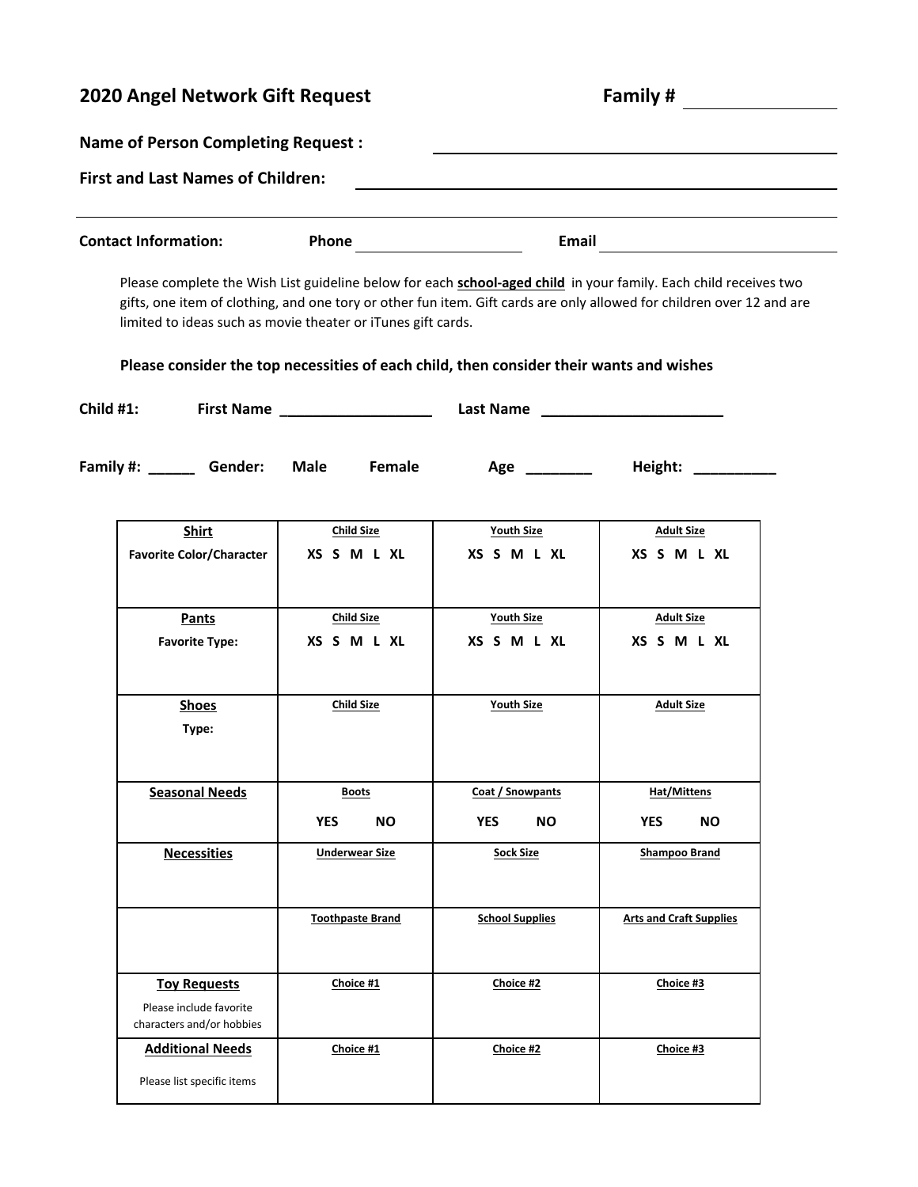## 2020 Angel Network Gift Request

**Family #** ________________

**Name of Person Completing Request :** ______________________________

**First and Last Names of Children:** ______________________________

---

**Contact Information:** **Phone** ____________________ **Email** ______________________________

Please complete the Wish List guideline below for each **school-aged child** in your family. Each child receives two gifts, one item of clothing, and one tory or other fun item. Gift cards are only allowed for children over 12 and are limited to ideas such as movie theater or iTunes gift cards.

**Please consider the top necessities of each child, then consider their wants and wishes**

**Child #1:** **First Name** __________________ **Last Name** ______________________

**Family #:** _____ **Gender:** **Male** **Female** **Age** ________ **Height:** __________

| **Shirt**<br>Favorite Color/Character | **Child Size**<br>XS S M L XL | **Youth Size**<br>XS S M L XL | **Adult Size**<br>XS S M L XL |
|---|---|---|---|
| **Pants**<br>Favorite Type: | **Child Size**<br>XS S M L XL | **Youth Size**<br>XS S M L XL | **Adult Size**<br>XS S M L XL |
| **Shoes**<br>Type: | **Child Size** | **Youth Size** | **Adult Size** |
| **Seasonal Needs** | **Boots**<br>YES NO | **Coat / Snowpants**<br>YES NO | **Hat/Mittens**<br>YES NO |
| **Necessities** | **Underwear Size** | **Sock Size** | **Shampoo Brand** |
| | **Toothpaste Brand** | **School Supplies** | **Arts and Craft Supplies** |
| **Toy Requests**<br>Please include favorite characters and/or hobbies | **Choice #1** | **Choice #2** | **Choice #3** |
| **Additional Needs**<br>Please list specific items | **Choice #1** | **Choice #2** | **Choice #3** |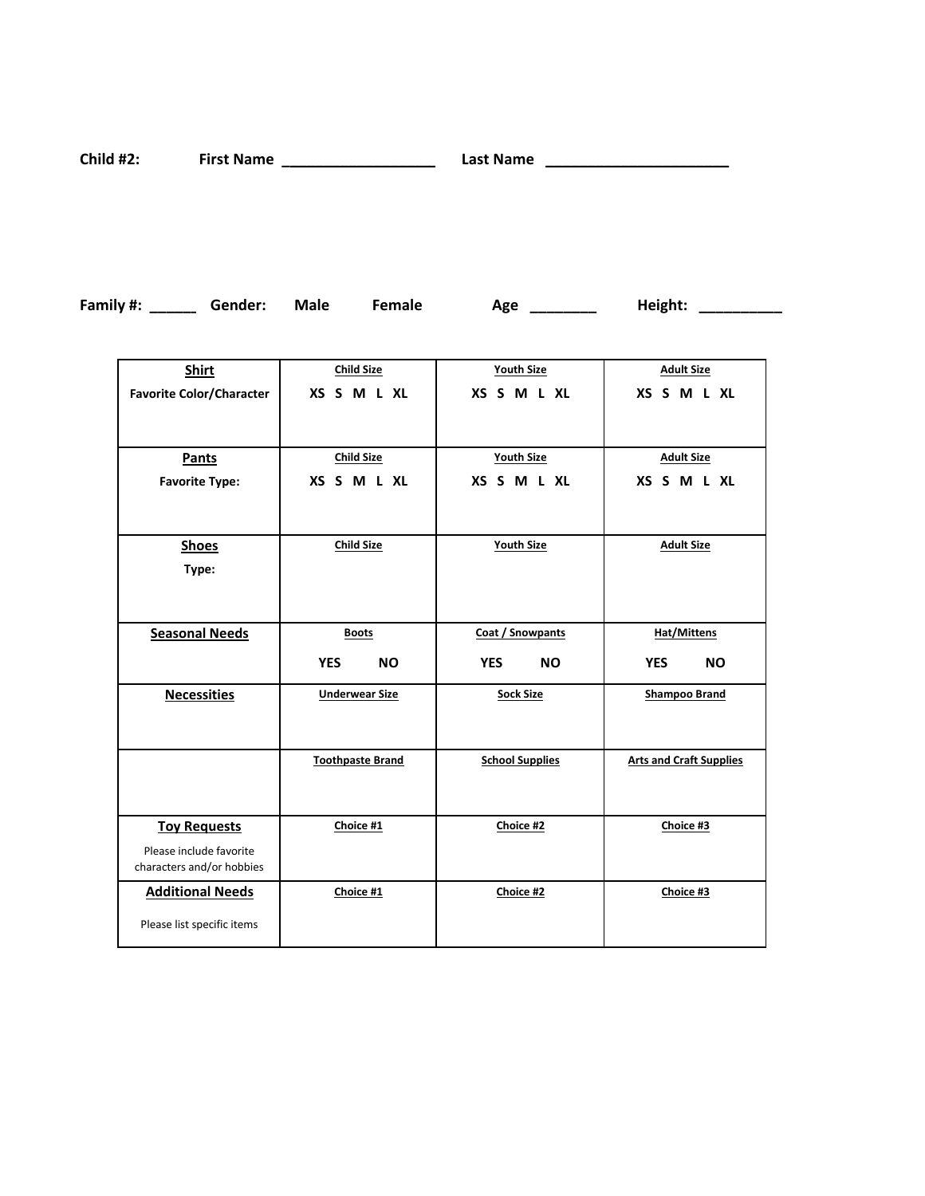**Child #2:** **First Name** __________________ **Last Name** _____________________

**Family #:** _____ **Gender:** **Male** **Female** **Age** _______ **Height:** _________

| | | | |
|---|---|---|---|
| **Shirt**<br>**Favorite Color/Character** | **Child Size**<br>**XS S M L XL** | **Youth Size**<br>**XS S M L XL** | **Adult Size**<br>**XS S M L XL** |
| **Pants**<br>**Favorite Type:** | **Child Size**<br>**XS S M L XL** | **Youth Size**<br>**XS S M L XL** | **Adult Size**<br>**XS S M L XL** |
| **Shoes**<br>**Type:** | **Child Size** | **Youth Size** | **Adult Size** |
| **Seasonal Needs** | **Boots**<br>**YES NO** | **Coat / Snowpants**<br>**YES NO** | **Hat/Mittens**<br>**YES NO** |
| **Necessities** | **Underwear Size** | **Sock Size** | **Shampoo Brand** |
| | **Toothpaste Brand** | **School Supplies** | **Arts and Craft Supplies** |
| **Toy Requests**<br>Please include favorite characters and/or hobbies | **Choice #1** | **Choice #2** | **Choice #3** |
| **Additional Needs**<br>Please list specific items | **Choice #1** | **Choice #2** | **Choice #3** |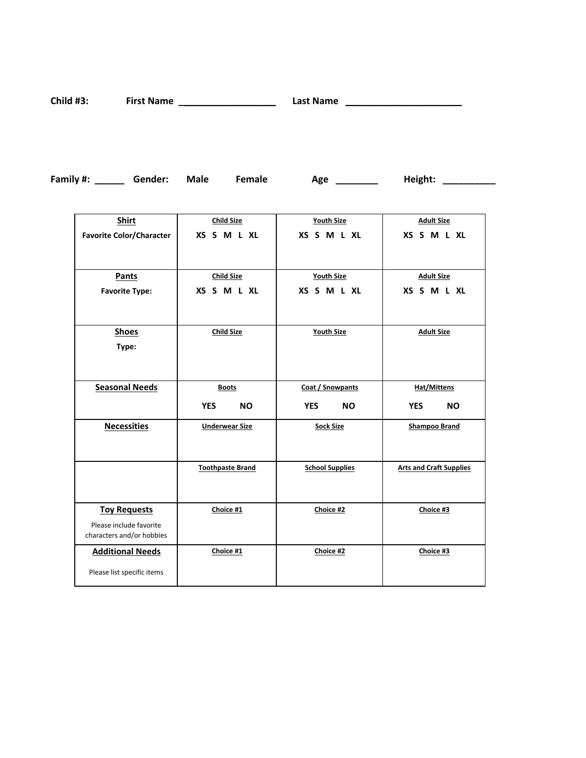**Child #3:** **First Name ___________________** **Last Name ______________________**

**Family #: _____ Gender: Male Female Age ________ Height: __________**

| **Shirt**<br>**Favorite Color/Character** | **Child Size**<br>**XS S M L XL** | **Youth Size**<br>**XS S M L XL** | **Adult Size**<br>**XS S M L XL** |
|---|---|---|---|
| **Pants**<br>**Favorite Type:** | **Child Size**<br>**XS S M L XL** | **Youth Size**<br>**XS S M L XL** | **Adult Size**<br>**XS S M L XL** |
| **Shoes**<br>**Type:** | **Child Size** | **Youth Size** | **Adult Size** |
| **Seasonal Needs** | **Boots**<br>**YES NO** | **Coat / Snowpants**<br>**YES NO** | **Hat/Mittens**<br>**YES NO** |
| **Necessities** | **Underwear Size** | **Sock Size** | **Shampoo Brand** |
| | **Toothpaste Brand** | **School Supplies** | **Arts and Craft Supplies** |
| **Toy Requests**<br>Please include favorite characters and/or hobbies | **Choice #1** | **Choice #2** | **Choice #3** |
| **Additional Needs**<br>Please list specific items | **Choice #1** | **Choice #2** | **Choice #3** |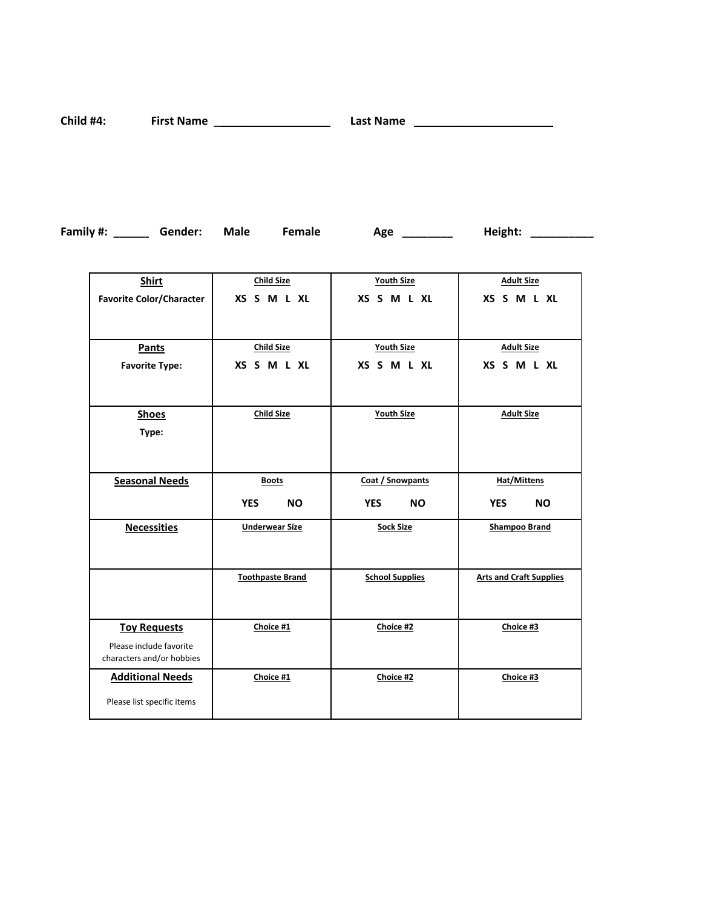**Child #4:** **First Name** ___________________ **Last Name** ______________________

**Family #:** ______ **Gender:** **Male** **Female** **Age** ________ **Height:** __________

| **Shirt**<br>**Favorite Color/Character** | **Child Size**<br>**XS S M L XL** | **Youth Size**<br>**XS S M L XL** | **Adult Size**<br>**XS S M L XL** |
|---|---|---|---|
| **Pants**<br>**Favorite Type:** | **Child Size**<br>**XS S M L XL** | **Youth Size**<br>**XS S M L XL** | **Adult Size**<br>**XS S M L XL** |
| **Shoes**<br>**Type:** | **Child Size** | **Youth Size** | **Adult Size** |
| **Seasonal Needs** | **Boots**<br>**YES NO** | **Coat / Snowpants**<br>**YES NO** | **Hat/Mittens**<br>**YES NO** |
| **Necessities** | **Underwear Size** | **Sock Size** | **Shampoo Brand** |
| | **Toothpaste Brand** | **School Supplies** | **Arts and Craft Supplies** |
| **Toy Requests**<br>Please include favorite characters and/or hobbies | **Choice #1** | **Choice #2** | **Choice #3** |
| **Additional Needs**<br>Please list specific items | **Choice #1** | **Choice #2** | **Choice #3** |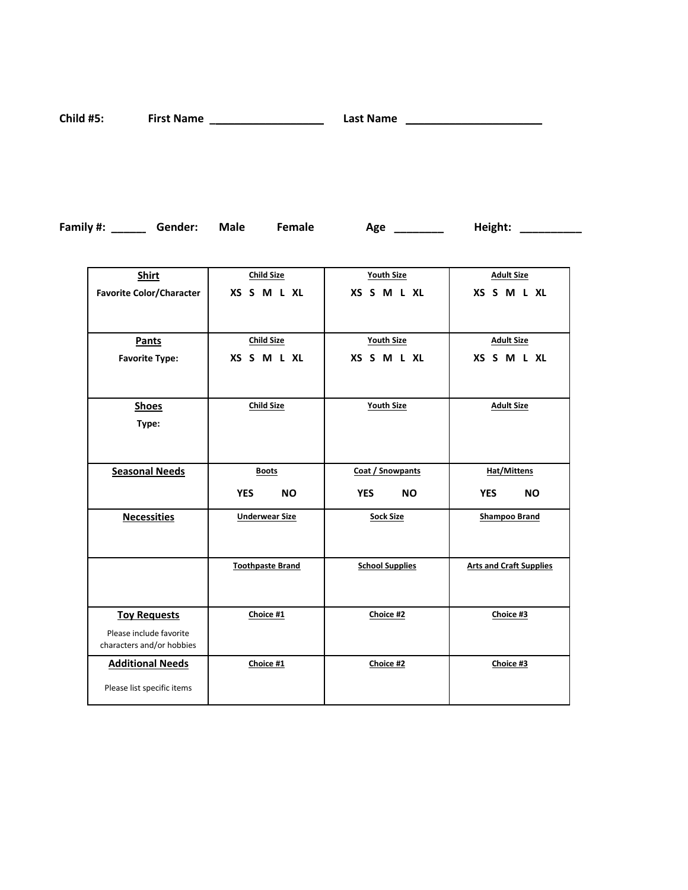**Child #5:** **First Name** ___________________ **Last Name** ______________________

**Family #:** ______ **Gender:** **Male** **Female** **Age** ________ **Height:** __________

| | | | |
|---|---|---|---|
| **Shirt**<br>**Favorite Color/Character** | **Child Size**<br>**XS S M L XL** | **Youth Size**<br>**XS S M L XL** | **Adult Size**<br>**XS S M L XL** |
| **Pants**<br>**Favorite Type:** | **Child Size**<br>**XS S M L XL** | **Youth Size**<br>**XS S M L XL** | **Adult Size**<br>**XS S M L XL** |
| **Shoes**<br>**Type:** | **Child Size** | **Youth Size** | **Adult Size** |
| **Seasonal Needs** | **Boots**<br>**YES NO** | **Coat / Snowpants**<br>**YES NO** | **Hat/Mittens**<br>**YES NO** |
| **Necessities** | **Underwear Size** | **Sock Size** | **Shampoo Brand** |
| | **Toothpaste Brand** | **School Supplies** | **Arts and Craft Supplies** |
| **Toy Requests**<br>Please include favorite characters and/or hobbies | **Choice #1** | **Choice #2** | **Choice #3** |
| **Additional Needs**<br>Please list specific items | **Choice #1** | **Choice #2** | **Choice #3** |